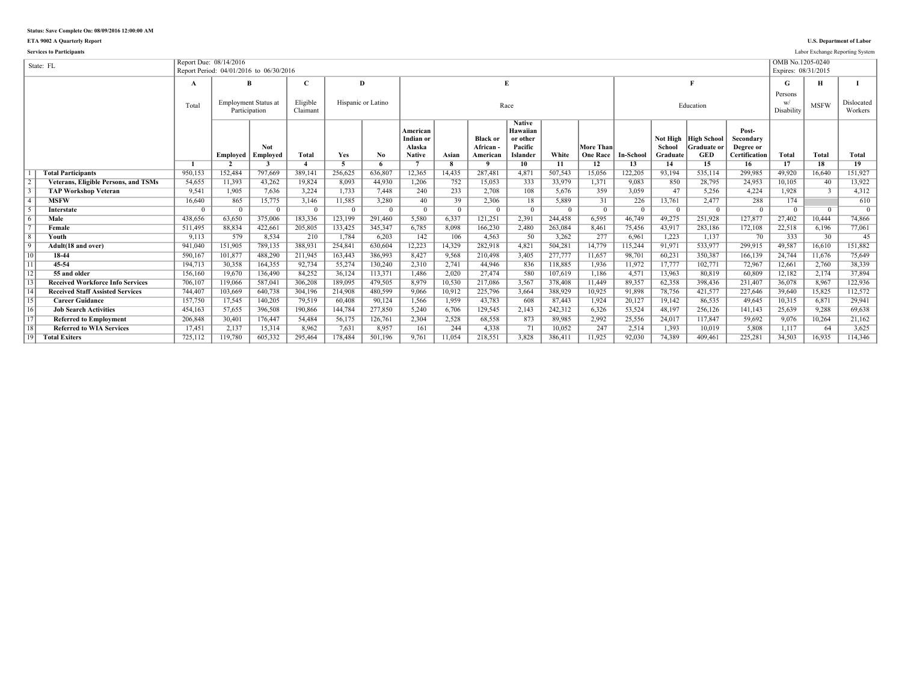Status: Save Complete On: 08/09/2016 12:00:00 AM

**ETA 9002 A Quarterly Report**

**Services to Participants**

**U.S. Department of Labor**

Labor Exchange Reporting System

| State: FL | | Report Due: 08/14/2016<br>Report Period: 04/01/2016 to 06/30/2016 | | | | | | | | | | | | | | | | | OMB No.1205-0240<br>Expires: 08/31/2015 | | |
|---|---|---|---|---|---|---|---|---|---|---|---|---|---|---|---|---|---|---|---|---|---|
| | | A | B | | C | D | | E | | | | | | F | | | | G | H | I |
| | | Total | Employment Status at Participation | | Eligible Claimant | Hispanic or Latino | | Race | | | | | | Education | | | | Persons w/ Disability | MSFW | Dislocated Workers |
| | | | Employed | Not Employed | Total | Yes | No | American Indian or Alaska Native | Asian | Black or African - American | Native Hawaiian or other Pacific Islander | White | More Than One Race | In-School | Not High School Graduate | High School Graduate or GED | Post-Secondary Degree or Certification | Total | Total | Total |
| | | 1 | 2 | 3 | 4 | 5 | 6 | 7 | 8 | 9 | 10 | 11 | 12 | 13 | 14 | 15 | 16 | 17 | 18 | 19 |
| 1 | **Total Participants** | 950,153 | 152,484 | 797,669 | 389,141 | 256,625 | 636,807 | 12,365 | 14,435 | 287,481 | 4,871 | 507,543 | 15,056 | 122,205 | 93,194 | 535,114 | 299,985 | 49,920 | 16,640 | 151,927 |
| 2 | **Veterans, Eligible Persons, and TSMs** | 54,655 | 11,393 | 43,262 | 19,824 | 8,093 | 44,930 | 1,206 | 752 | 15,053 | 333 | 33,979 | 1,371 | 9,083 | 850 | 28,795 | 24,953 | 10,105 | 40 | 13,922 |
| 3 | **TAP Workshop Veteran** | 9,541 | 1,905 | 7,636 | 3,224 | 1,733 | 7,448 | 240 | 233 | 2,708 | 108 | 5,676 | 359 | 3,059 | 47 | 5,256 | 4,224 | 1,928 | 3 | 4,312 |
| 4 | **MSFW** | 16,640 | 865 | 15,775 | 3,146 | 11,585 | 3,280 | 40 | 39 | 2,306 | 18 | 5,889 | 31 | 226 | 13,761 | 2,477 | 288 | 174 | | 610 |
| 5 | **Interstate** | 0 | 0 | 0 | 0 | 0 | 0 | 0 | 0 | 0 | 0 | 0 | 0 | 0 | 0 | 0 | 0 | 0 | 0 | 0 |
| 6 | **Male** | 438,656 | 63,650 | 375,006 | 183,336 | 123,199 | 291,460 | 5,580 | 6,337 | 121,251 | 2,391 | 244,458 | 6,595 | 46,749 | 49,275 | 251,928 | 127,877 | 27,402 | 10,444 | 74,866 |
| 7 | **Female** | 511,495 | 88,834 | 422,661 | 205,805 | 133,425 | 345,347 | 6,785 | 8,098 | 166,230 | 2,480 | 263,084 | 8,461 | 75,456 | 43,917 | 283,186 | 172,108 | 22,518 | 6,196 | 77,061 |
| 8 | **Youth** | 9,113 | 579 | 8,534 | 210 | 1,784 | 6,203 | 142 | 106 | 4,563 | 50 | 3,262 | 277 | 6,961 | 1,223 | 1,137 | 70 | 333 | 30 | 45 |
| 9 | **Adult(18 and over)** | 941,040 | 151,905 | 789,135 | 388,931 | 254,841 | 630,604 | 12,223 | 14,329 | 282,918 | 4,821 | 504,281 | 14,779 | 115,244 | 91,971 | 533,977 | 299,915 | 49,587 | 16,610 | 151,882 |
| 10 | **18-44** | 590,167 | 101,877 | 488,290 | 211,945 | 163,443 | 386,993 | 8,427 | 9,568 | 210,498 | 3,405 | 277,777 | 11,657 | 98,701 | 60,231 | 350,387 | 166,139 | 24,744 | 11,676 | 75,649 |
| 11 | **45-54** | 194,713 | 30,358 | 164,355 | 92,734 | 55,274 | 130,240 | 2,310 | 2,741 | 44,946 | 836 | 118,885 | 1,936 | 11,972 | 17,777 | 102,771 | 72,967 | 12,661 | 2,760 | 38,339 |
| 12 | **55 and older** | 156,160 | 19,670 | 136,490 | 84,252 | 36,124 | 113,371 | 1,486 | 2,020 | 27,474 | 580 | 107,619 | 1,186 | 4,571 | 13,963 | 80,819 | 60,809 | 12,182 | 2,174 | 37,894 |
| 13 | **Received Workforce Info Services** | 706,107 | 119,066 | 587,041 | 306,208 | 189,095 | 479,505 | 8,979 | 10,530 | 217,086 | 3,567 | 378,408 | 11,449 | 89,357 | 62,358 | 398,436 | 231,407 | 36,078 | 8,967 | 122,936 |
| 14 | **Received Staff Assisted Services** | 744,407 | 103,669 | 640,738 | 304,196 | 214,908 | 480,599 | 9,066 | 10,912 | 225,796 | 3,664 | 388,929 | 10,925 | 91,898 | 78,756 | 421,577 | 227,646 | 39,640 | 15,825 | 112,572 |
| 15 | **Career Guidance** | 157,750 | 17,545 | 140,205 | 79,519 | 60,408 | 90,124 | 1,566 | 1,959 | 43,783 | 608 | 87,443 | 1,924 | 20,127 | 19,142 | 86,535 | 49,645 | 10,315 | 6,871 | 29,941 |
| 16 | **Job Search Activities** | 454,163 | 57,655 | 396,508 | 190,866 | 144,784 | 277,850 | 5,240 | 6,706 | 129,545 | 2,143 | 242,312 | 6,326 | 53,524 | 48,197 | 256,126 | 141,143 | 25,639 | 9,288 | 69,638 |
| 17 | **Referred to Employment** | 206,848 | 30,401 | 176,447 | 54,484 | 56,175 | 126,761 | 2,304 | 2,528 | 68,558 | 873 | 89,985 | 2,992 | 25,556 | 24,017 | 117,847 | 59,692 | 9,076 | 10,264 | 21,162 |
| 18 | **Referred to WIA Services** | 17,451 | 2,137 | 15,314 | 8,962 | 7,631 | 8,957 | 161 | 244 | 4,338 | 71 | 10,052 | 247 | 2,514 | 1,393 | 10,019 | 5,808 | 1,117 | 64 | 3,625 |
| 19 | **Total Exiters** | 725,112 | 119,780 | 605,332 | 295,464 | 178,484 | 501,196 | 9,761 | 11,054 | 218,551 | 3,828 | 386,411 | 11,925 | 92,030 | 74,389 | 409,461 | 225,281 | 34,503 | 16,935 | 114,346 |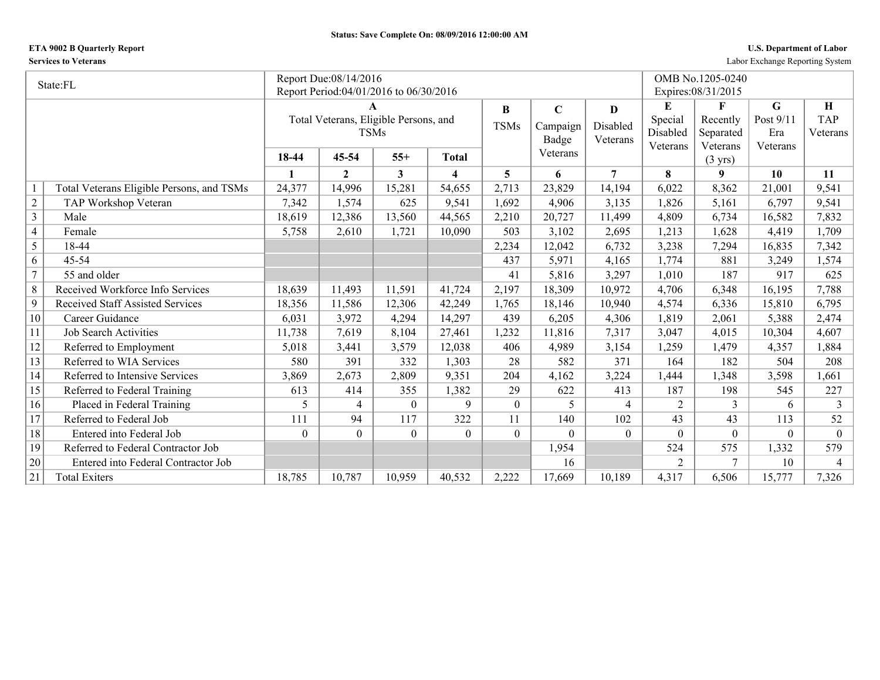Status: Save Complete On: 08/09/2016 12:00:00 AM

**ETA 9002 B Quarterly Report**
**Services to Veterans**

U.S. Department of Labor
Labor Exchange Reporting System

| State:FL | | Report Due:08/14/2016<br>Report Period:04/01/2016 to 06/30/2016 | | | | | | | OMB No.1205-0240<br>Expires:08/31/2015 | | | |
|---|---|---|---|---|---|---|---|---|---|---|---|---|
| | | **A**<br>Total Veterans, Eligible Persons, and TSMs | | | | **B**<br>TSMs | **C**<br>Campaign Badge Veterans | **D**<br>Disabled Veterans | **E**<br>Special Disabled Veterans | **F**<br>Recently Separated Veterans (3 yrs) | **G**<br>Post 9/11 Era Veterans | **H**<br>TAP Veterans |
| | | **18-44** | **45-54** | **55+** | **Total** | | | | | | | |
| | | **1** | **2** | **3** | **4** | **5** | **6** | **7** | **8** | **9** | **10** | **11** |
| 1 | Total Veterans Eligible Persons, and TSMs | 24,377 | 14,996 | 15,281 | 54,655 | 2,713 | 23,829 | 14,194 | 6,022 | 8,362 | 21,001 | 9,541 |
| 2 | TAP Workshop Veteran | 7,342 | 1,574 | 625 | 9,541 | 1,692 | 4,906 | 3,135 | 1,826 | 5,161 | 6,797 | 9,541 |
| 3 | Male | 18,619 | 12,386 | 13,560 | 44,565 | 2,210 | 20,727 | 11,499 | 4,809 | 6,734 | 16,582 | 7,832 |
| 4 | Female | 5,758 | 2,610 | 1,721 | 10,090 | 503 | 3,102 | 2,695 | 1,213 | 1,628 | 4,419 | 1,709 |
| 5 | 18-44 | | | | | 2,234 | 12,042 | 6,732 | 3,238 | 7,294 | 16,835 | 7,342 |
| 6 | 45-54 | | | | | 437 | 5,971 | 4,165 | 1,774 | 881 | 3,249 | 1,574 |
| 7 | 55 and older | | | | | 41 | 5,816 | 3,297 | 1,010 | 187 | 917 | 625 |
| 8 | Received Workforce Info Services | 18,639 | 11,493 | 11,591 | 41,724 | 2,197 | 18,309 | 10,972 | 4,706 | 6,348 | 16,195 | 7,788 |
| 9 | Received Staff Assisted Services | 18,356 | 11,586 | 12,306 | 42,249 | 1,765 | 18,146 | 10,940 | 4,574 | 6,336 | 15,810 | 6,795 |
| 10 | Career Guidance | 6,031 | 3,972 | 4,294 | 14,297 | 439 | 6,205 | 4,306 | 1,819 | 2,061 | 5,388 | 2,474 |
| 11 | Job Search Activities | 11,738 | 7,619 | 8,104 | 27,461 | 1,232 | 11,816 | 7,317 | 3,047 | 4,015 | 10,304 | 4,607 |
| 12 | Referred to Employment | 5,018 | 3,441 | 3,579 | 12,038 | 406 | 4,989 | 3,154 | 1,259 | 1,479 | 4,357 | 1,884 |
| 13 | Referred to WIA Services | 580 | 391 | 332 | 1,303 | 28 | 582 | 371 | 164 | 182 | 504 | 208 |
| 14 | Referred to Intensive Services | 3,869 | 2,673 | 2,809 | 9,351 | 204 | 4,162 | 3,224 | 1,444 | 1,348 | 3,598 | 1,661 |
| 15 | Referred to Federal Training | 613 | 414 | 355 | 1,382 | 29 | 622 | 413 | 187 | 198 | 545 | 227 |
| 16 | Placed in Federal Training | 5 | 4 | 0 | 9 | 0 | 5 | 4 | 2 | 3 | 6 | 3 |
| 17 | Referred to Federal Job | 111 | 94 | 117 | 322 | 11 | 140 | 102 | 43 | 43 | 113 | 52 |
| 18 | Entered into Federal Job | 0 | 0 | 0 | 0 | 0 | 0 | 0 | 0 | 0 | 0 | 0 |
| 19 | Referred to Federal Contractor Job | | | | | | 1,954 | | 524 | 575 | 1,332 | 579 |
| 20 | Entered into Federal Contractor Job | | | | | | 16 | | 2 | 7 | 10 | 4 |
| 21 | Total Exiters | 18,785 | 10,787 | 10,959 | 40,532 | 2,222 | 17,669 | 10,189 | 4,317 | 6,506 | 15,777 | 7,326 |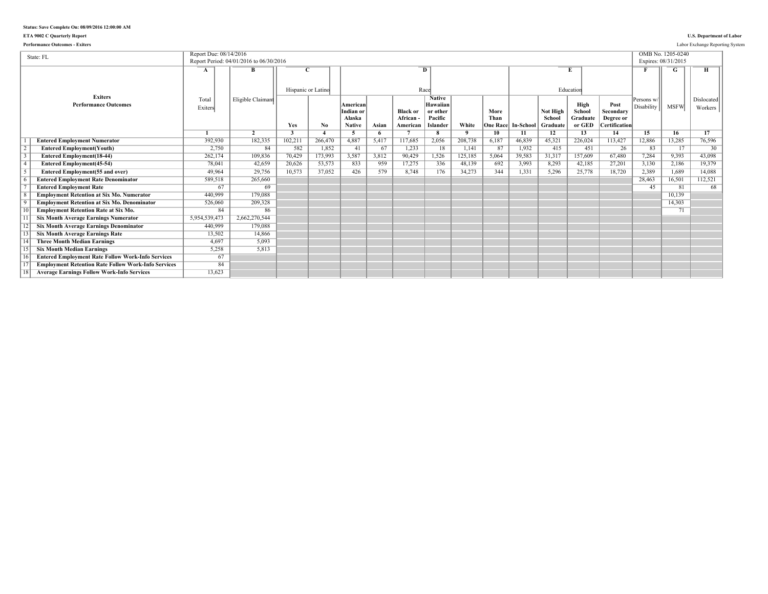**Status: Save Complete On: 08/09/2016 12:00:00 AM**

**ETA 9002 C Quarterly Report**

**Performance Outcomes - Exiters**

**U.S. Department of Labor**

Labor Exchange Reporting System

| State: FL | | Report Due: 08/14/2016<br>Report Period: 04/01/2016 to 06/30/2016 | | | | | | | | | | | | | | OMB No. 1205-0240<br>Expires: 08/31/2015 | | |
|---|---|---|---|---|---|---|---|---|---|---|---|---|---|---|---|---|---|---|
| | | A | B | C | | D | | | | | | E | | | | F | G | H |
| | **Exiters Performance Outcomes** | Total Exiters | Eligible Claimant | Hispanic or Latino | | Race | | | | | | Education | | | | Persons w/ Disability | MSFW | Dislocated Workers |
| | | | | **Yes** | **No** | **American Indian or Alaska Native** | **Asian** | **Black or African - American** | **Native Hawaiian or other Pacific Islander** | **White** | **More Than One Race** | **In-School** | **Not High School Graduate** | **High School Graduate or GED** | **Post Secondary Degree or Certification** | | | |
| | | **1** | **2** | **3** | **4** | **5** | **6** | **7** | **8** | **9** | **10** | **11** | **12** | **13** | **14** | **15** | **16** | **17** |
| 1 | **Entered Employment Numerator** | 392,930 | 182,335 | 102,211 | 266,470 | 4,887 | 5,417 | 117,685 | 2,056 | 208,738 | 6,187 | 46,839 | 45,321 | 226,024 | 113,427 | 12,886 | 13,285 | 76,596 |
| 2 | **Entered Employment(Youth)** | 2,750 | 84 | 582 | 1,852 | 41 | 67 | 1,233 | 18 | 1,141 | 87 | 1,932 | 415 | 451 | 26 | 83 | 17 | 30 |
| 3 | **Entered Employment(18-44)** | 262,174 | 109,836 | 70,429 | 173,993 | 3,587 | 3,812 | 90,429 | 1,526 | 125,185 | 5,064 | 39,583 | 31,317 | 157,609 | 67,480 | 7,284 | 9,393 | 43,098 |
| 4 | **Entered Employment(45-54)** | 78,041 | 42,659 | 20,626 | 53,573 | 833 | 959 | 17,275 | 336 | 48,139 | 692 | 3,993 | 8,293 | 42,185 | 27,201 | 3,130 | 2,186 | 19,379 |
| 5 | **Entered Employment(55 and over)** | 49,964 | 29,756 | 10,573 | 37,052 | 426 | 579 | 8,748 | 176 | 34,273 | 344 | 1,331 | 5,296 | 25,778 | 18,720 | 2,389 | 1,689 | 14,088 |
| 6 | **Entered Employment Rate Denominator** | 589,518 | 265,660 | | | | | | | | | | | | | 28,463 | 16,501 | 112,521 |
| 7 | **Entered Employment Rate** | 67 | 69 | | | | | | | | | | | | | 45 | 81 | 68 |
| 8 | **Employment Retention at Six Mo. Numerator** | 440,999 | 179,088 | | | | | | | | | | | | | | 10,139 | |
| 9 | **Employment Retention at Six Mo. Denominator** | 526,060 | 209,328 | | | | | | | | | | | | | | 14,303 | |
| 10 | **Employment Retention Rate at Six Mo.** | 84 | 86 | | | | | | | | | | | | | | 71 | |
| 11 | **Six Month Average Earnings Numerator** | 5,954,539,473 | 2,662,270,544 | | | | | | | | | | | | | | | |
| 12 | **Six Month Average Earnings Denominator** | 440,999 | 179,088 | | | | | | | | | | | | | | | |
| 13 | **Six Month Average Earnings Rate** | 13,502 | 14,866 | | | | | | | | | | | | | | | |
| 14 | **Three Month Median Earnings** | 4,697 | 5,093 | | | | | | | | | | | | | | | |
| 15 | **Six Month Median Earnings** | 5,258 | 5,813 | | | | | | | | | | | | | | | |
| 16 | **Entered Employment Rate Follow Work-Info Services** | 67 | | | | | | | | | | | | | | | | |
| 17 | **Employment Retention Rate Follow Work-Info Services** | 84 | | | | | | | | | | | | | | | | |
| 18 | **Average Earnings Follow Work-Info Services** | 13,623 | | | | | | | | | | | | | | | | |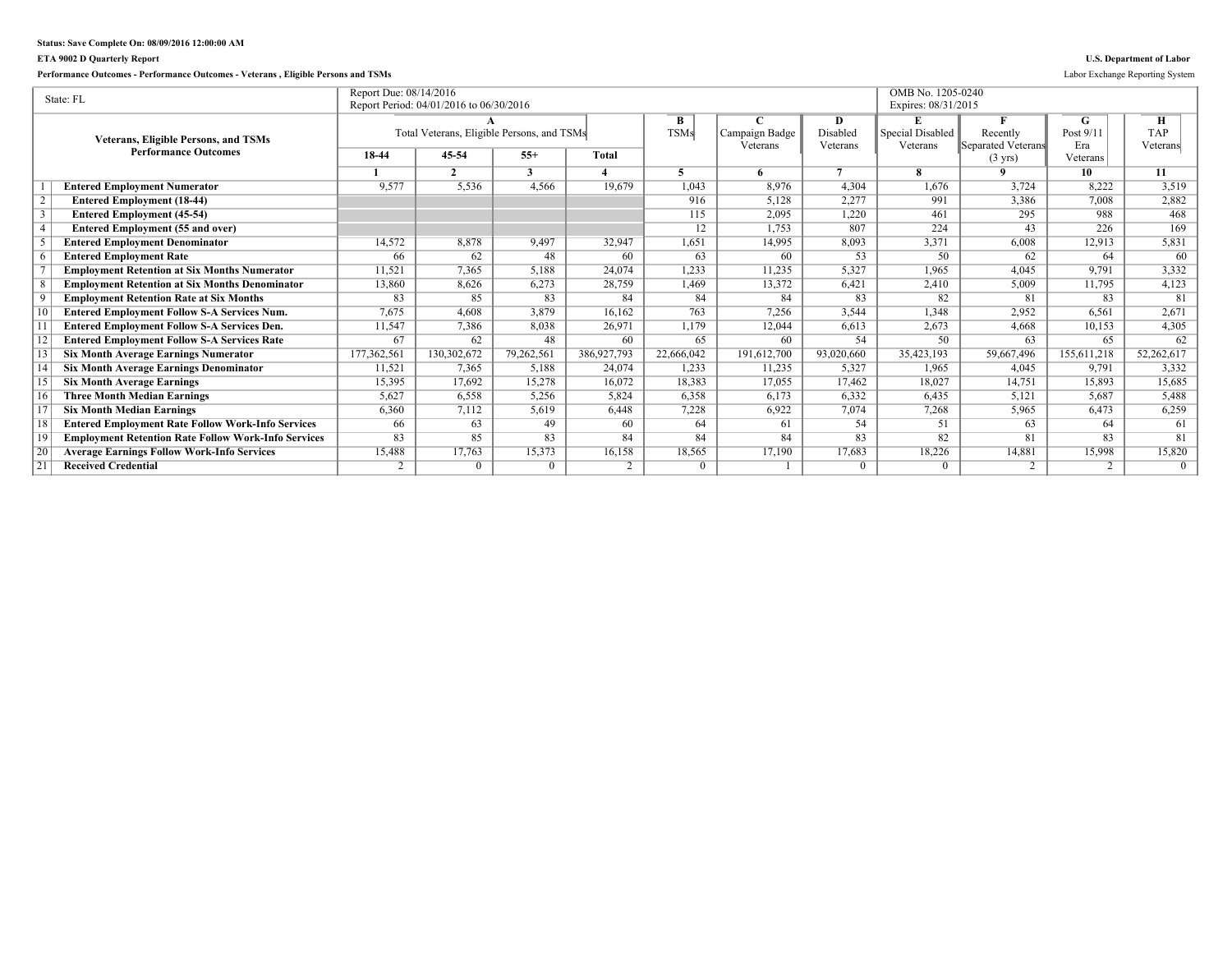**Status: Save Complete On: 08/09/2016 12:00:00 AM**

**ETA 9002 D Quarterly Report**

**U.S. Department of Labor**

**Performance Outcomes - Performance Outcomes - Veterans , Eligible Persons and TSMs**

Labor Exchange Reporting System

| State: FL | | Report Due: 08/14/2016<br>Report Period: 04/01/2016 to 06/30/2016 | | | | | | | OMB No. 1205-0240<br>Expires: 08/31/2015 | | | |
|---|---|---|---|---|---|---|---|---|---|---|---|---|
| **Veterans, Eligible Persons, and TSMs Performance Outcomes** | | **A**<br>Total Veterans, Eligible Persons, and TSMs | | | | **B**<br>TSMs | **C**<br>Campaign Badge Veterans | **D**<br>Disabled Veterans | **E**<br>Special Disabled Veterans | **F**<br>Recently Separated Veterans (3 yrs) | **G**<br>Post 9/11 Era Veterans | **H**<br>TAP Veterans |
| | | **18-44** | **45-54** | **55+** | **Total** | | | | | | | |
| | | **1** | **2** | **3** | **4** | **5** | **6** | **7** | **8** | **9** | **10** | **11** |
| 1 | **Entered Employment Numerator** | 9,577 | 5,536 | 4,566 | 19,679 | 1,043 | 8,976 | 4,304 | 1,676 | 3,724 | 8,222 | 3,519 |
| 2 | **Entered Employment (18-44)** | | | | | 916 | 5,128 | 2,277 | 991 | 3,386 | 7,008 | 2,882 |
| 3 | **Entered Employment (45-54)** | | | | | 115 | 2,095 | 1,220 | 461 | 295 | 988 | 468 |
| 4 | **Entered Employment (55 and over)** | | | | | 12 | 1,753 | 807 | 224 | 43 | 226 | 169 |
| 5 | **Entered Employment Denominator** | 14,572 | 8,878 | 9,497 | 32,947 | 1,651 | 14,995 | 8,093 | 3,371 | 6,008 | 12,913 | 5,831 |
| 6 | **Entered Employment Rate** | 66 | 62 | 48 | 60 | 63 | 60 | 53 | 50 | 62 | 64 | 60 |
| 7 | **Employment Retention at Six Months Numerator** | 11,521 | 7,365 | 5,188 | 24,074 | 1,233 | 11,235 | 5,327 | 1,965 | 4,045 | 9,791 | 3,332 |
| 8 | **Employment Retention at Six Months Denominator** | 13,860 | 8,626 | 6,273 | 28,759 | 1,469 | 13,372 | 6,421 | 2,410 | 5,009 | 11,795 | 4,123 |
| 9 | **Employment Retention Rate at Six Months** | 83 | 85 | 83 | 84 | 84 | 84 | 83 | 82 | 81 | 83 | 81 |
| 10 | **Entered Employment Follow S-A Services Num.** | 7,675 | 4,608 | 3,879 | 16,162 | 763 | 7,256 | 3,544 | 1,348 | 2,952 | 6,561 | 2,671 |
| 11 | **Entered Employment Follow S-A Services Den.** | 11,547 | 7,386 | 8,038 | 26,971 | 1,179 | 12,044 | 6,613 | 2,673 | 4,668 | 10,153 | 4,305 |
| 12 | **Entered Employment Follow S-A Services Rate** | 67 | 62 | 48 | 60 | 65 | 60 | 54 | 50 | 63 | 65 | 62 |
| 13 | **Six Month Average Earnings Numerator** | 177,362,561 | 130,302,672 | 79,262,561 | 386,927,793 | 22,666,042 | 191,612,700 | 93,020,660 | 35,423,193 | 59,667,496 | 155,611,218 | 52,262,617 |
| 14 | **Six Month Average Earnings Denominator** | 11,521 | 7,365 | 5,188 | 24,074 | 1,233 | 11,235 | 5,327 | 1,965 | 4,045 | 9,791 | 3,332 |
| 15 | **Six Month Average Earnings** | 15,395 | 17,692 | 15,278 | 16,072 | 18,383 | 17,055 | 17,462 | 18,027 | 14,751 | 15,893 | 15,685 |
| 16 | **Three Month Median Earnings** | 5,627 | 6,558 | 5,256 | 5,824 | 6,358 | 6,173 | 6,332 | 6,435 | 5,121 | 5,687 | 5,488 |
| 17 | **Six Month Median Earnings** | 6,360 | 7,112 | 5,619 | 6,448 | 7,228 | 6,922 | 7,074 | 7,268 | 5,965 | 6,473 | 6,259 |
| 18 | **Entered Employment Rate Follow Work-Info Services** | 66 | 63 | 49 | 60 | 64 | 61 | 54 | 51 | 63 | 64 | 61 |
| 19 | **Employment Retention Rate Follow Work-Info Services** | 83 | 85 | 83 | 84 | 84 | 84 | 83 | 82 | 81 | 83 | 81 |
| 20 | **Average Earnings Follow Work-Info Services** | 15,488 | 17,763 | 15,373 | 16,158 | 18,565 | 17,190 | 17,683 | 18,226 | 14,881 | 15,998 | 15,820 |
| 21 | **Received Credential** | 2 | 0 | 0 | 2 | 0 | 1 | 0 | 0 | 2 | 2 | 0 |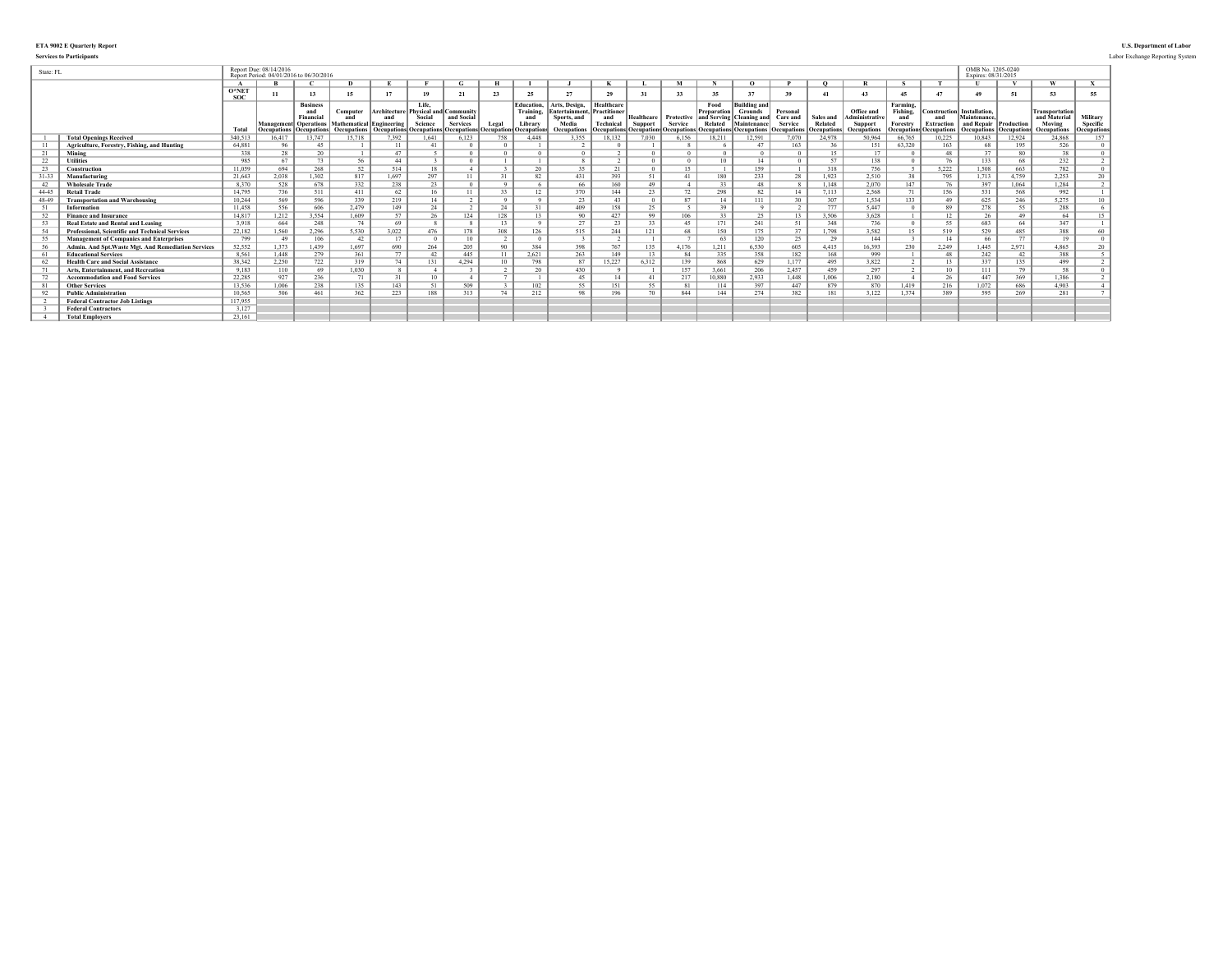**ETA 9002 E Quarterly Report**

**Services to Participants**

**U.S. Department of Labor**

Labor Exchange Reporting System

State: FL

Report Due: 08/14/2016
Report Period: 04/01/2016 to 06/30/2016

OMB No. 1205-0240
Expires: 08/31/2015

| | | A | B | C | D | E | F | G | H | I | J | K | L | M | N | O | P | Q | R | S | T | U | V | W | X |
|---|---|---|---|---|---|---|---|---|---|---|---|---|---|---|---|---|---|---|---|---|---|---|---|---|---|
| | | O*NET SOC | 11 | 13 | 15 | 17 | 19 | 21 | 23 | 25 | 27 | 29 | 31 | 33 | 35 | 37 | 39 | 41 | 43 | 45 | 47 | 49 | 51 | 53 | 55 |
| | | Total | Management Occupations | Business and Financial Operations Occupations | Computer and Mathematical Occupations | Architecture and Engineering Occupations | Life, Physical and Social Science Occupations | Community and Social Services Occupations | Legal Occupations | Education, Training, and Library Occupations | Arts, Design, Entertainment, Sports, and Media Occupations | Healthcare Practitioner and Technical Occupations | Healthcare Support Occupations | Protective Service Occupations | Food Preparation and Serving Related Occupations | Building and Grounds Cleaning and Maintenance Occupations | Personal Care and Service Occupations | Sales and Related Occupations | Office and Administrative Support Occupations | Farming, Fishing, and Forestry Occupations | Construction and Extraction Occupations | Installation, Maintenance, and Repair Occupations | Production Occupations | Transportation and Material Moving Occupations | Military Specific Occupations |
| 1 | **Total Openings Received** | 340,513 | 16,417 | 13,747 | 15,718 | 7,392 | 1,641 | 6,123 | 758 | 4,448 | 3,355 | 18,132 | 7,030 | 6,156 | 18,211 | 12,591 | 7,070 | 24,978 | 50,964 | 66,765 | 10,225 | 10,843 | 12,924 | 24,868 | 157 |
| 11 | **Agriculture, Forestry, Fishing, and Hunting** | 64,881 | 96 | 45 | 1 | 11 | 41 | 0 | 0 | 1 | 2 | 0 | 1 | 8 | 6 | 47 | 163 | 36 | 151 | 63,320 | 163 | 68 | 195 | 526 | 0 |
| 21 | **Mining** | 338 | 28 | 20 | 1 | 47 | 5 | 0 | 0 | 0 | 0 | 2 | 0 | 0 | 0 | 0 | 0 | 15 | 17 | 0 | 48 | 37 | 80 | 38 | 0 |
| 22 | **Utilities** | 985 | 67 | 73 | 56 | 44 | 3 | 0 | 1 | 1 | 8 | 2 | 0 | 0 | 10 | 14 | 0 | 57 | 138 | 0 | 76 | 133 | 68 | 232 | 2 |
| 23 | **Construction** | 11,059 | 694 | 268 | 52 | 514 | 18 | 4 | 3 | 20 | 35 | 21 | 0 | 15 | 1 | 159 | 1 | 318 | 756 | 5 | 5,222 | 1,508 | 663 | 782 | 0 |
| 31-33 | **Manufacturing** | 21,643 | 2,038 | 1,302 | 817 | 1,697 | 297 | 11 | 31 | 82 | 431 | 393 | 51 | 41 | 180 | 233 | 28 | 1,923 | 2,510 | 38 | 795 | 1,713 | 4,759 | 2,253 | 20 |
| 42 | **Wholesale Trade** | 8,370 | 528 | 678 | 332 | 238 | 23 | 0 | 9 | 6 | 66 | 160 | 49 | 4 | 33 | 48 | 8 | 1,148 | 2,070 | 147 | 76 | 397 | 1,064 | 1,284 | 2 |
| 44-45 | **Retail Trade** | 14,795 | 736 | 511 | 411 | 62 | 16 | 11 | 33 | 12 | 370 | 144 | 23 | 72 | 298 | 82 | 14 | 7,113 | 2,568 | 71 | 156 | 531 | 568 | 992 | 1 |
| 48-49 | **Transportation and Warehousing** | 10,244 | 569 | 596 | 339 | 219 | 14 | 2 | 9 | 9 | 23 | 43 | 0 | 87 | 14 | 111 | 30 | 307 | 1,534 | 133 | 49 | 625 | 246 | 5,275 | 10 |
| 51 | **Information** | 11,458 | 556 | 606 | 2,479 | 149 | 24 | 2 | 24 | 31 | 409 | 158 | 25 | 5 | 39 | 9 | 2 | 777 | 5,447 | 0 | 89 | 278 | 55 | 288 | 6 |
| 52 | **Finance and Insurance** | 14,817 | 1,212 | 3,554 | 1,609 | 57 | 26 | 124 | 128 | 13 | 90 | 427 | 99 | 106 | 33 | 25 | 13 | 3,506 | 3,628 | 1 | 12 | 26 | 49 | 64 | 15 |
| 53 | **Real Estate and Rental and Leasing** | 3,918 | 664 | 248 | 74 | 69 | 8 | 8 | 13 | 9 | 27 | 23 | 33 | 45 | 171 | 241 | 51 | 348 | 736 | 0 | 55 | 683 | 64 | 347 | 1 |
| 54 | **Professional, Scientific and Technical Services** | 22,182 | 1,560 | 2,296 | 5,530 | 3,022 | 476 | 178 | 308 | 126 | 515 | 244 | 121 | 68 | 150 | 175 | 37 | 1,798 | 3,582 | 15 | 519 | 529 | 485 | 388 | 60 |
| 55 | **Management of Companies and Enterprises** | 799 | 49 | 106 | 42 | 17 | 0 | 10 | 2 | 0 | 3 | 2 | 1 | 7 | 63 | 120 | 25 | 29 | 144 | 3 | 14 | 66 | 77 | 19 | 0 |
| 56 | **Admin. And Spt.Waste Mgt. And Remediation Services** | 52,552 | 1,373 | 1,439 | 1,697 | 690 | 264 | 205 | 90 | 384 | 398 | 767 | 135 | 4,176 | 1,211 | 6,530 | 605 | 4,415 | 16,393 | 230 | 2,249 | 1,445 | 2,971 | 4,865 | 20 |
| 61 | **Educational Services** | 8,561 | 1,448 | 279 | 361 | 77 | 42 | 445 | 11 | 2,621 | 263 | 149 | 13 | 84 | 335 | 358 | 182 | 168 | 999 | 1 | 48 | 242 | 42 | 388 | 5 |
| 62 | **Health Care and Social Assistance** | 38,342 | 2,250 | 722 | 319 | 74 | 131 | 4,294 | 10 | 798 | 87 | 15,227 | 6,312 | 139 | 868 | 629 | 1,177 | 495 | 3,822 | 2 | 13 | 337 | 135 | 499 | 2 |
| 71 | **Arts, Entertainment, and Recreation** | 9,183 | 110 | 69 | 1,030 | 8 | 4 | 3 | 2 | 20 | 430 | 9 | 1 | 157 | 3,661 | 206 | 2,457 | 459 | 297 | 2 | 10 | 111 | 79 | 58 | 0 |
| 72 | **Accommodation and Food Services** | 22,285 | 927 | 236 | 71 | 31 | 10 | 4 | 7 | 1 | 45 | 14 | 41 | 217 | 10,880 | 2,933 | 1,448 | 1,006 | 2,180 | 4 | 26 | 447 | 369 | 1,386 | 2 |
| 81 | **Other Services** | 13,536 | 1,006 | 238 | 135 | 143 | 51 | 509 | 3 | 102 | 55 | 151 | 55 | 81 | 114 | 397 | 447 | 879 | 870 | 1,419 | 216 | 1,072 | 686 | 4,903 | 4 |
| 92 | **Public Administration** | 10,565 | 506 | 461 | 362 | 223 | 188 | 313 | 74 | 212 | 98 | 196 | 70 | 844 | 144 | 274 | 382 | 181 | 3,122 | 1,374 | 389 | 595 | 269 | 281 | 7 |
| 2 | **Federal Contractor Job Listings** | 117,955 | | | | | | | | | | | | | | | | | | | | | | | |
| 3 | **Federal Contractors** | 3,127 | | | | | | | | | | | | | | | | | | | | | | | |
| 4 | **Total Employers** | 23,161 | | | | | | | | | | | | | | | | | | | | | | | |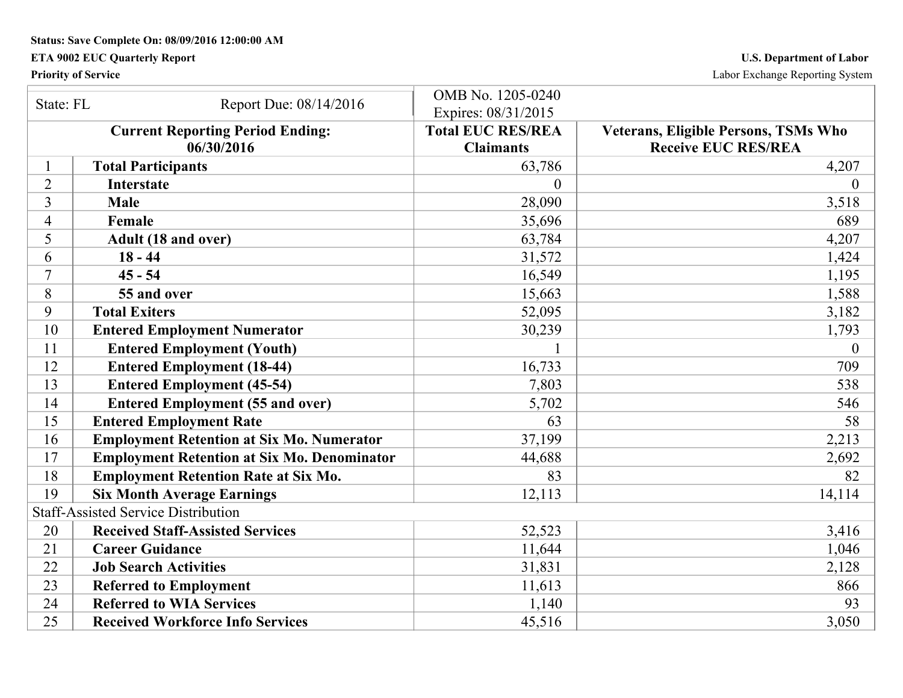Status: Save Complete On: 08/09/2016 12:00:00 AM

**ETA 9002 EUC Quarterly Report** | **U.S. Department of Labor**

**Priority of Service** | Labor Exchange Reporting System

| State: FL | Report Due: 08/14/2016 | OMB No. 1205-0240 Expires: 08/31/2015 | |
|---|---|---|---|
| **Current Reporting Period Ending: 06/30/2016** | | **Total EUC RES/REA Claimants** | **Veterans, Eligible Persons, TSMs Who Receive EUC RES/REA** |
| 1 | **Total Participants** | 63,786 | 4,207 |
| 2 | **Interstate** | 0 | 0 |
| 3 | **Male** | 28,090 | 3,518 |
| 4 | **Female** | 35,696 | 689 |
| 5 | **Adult (18 and over)** | 63,784 | 4,207 |
| 6 | **18 - 44** | 31,572 | 1,424 |
| 7 | **45 - 54** | 16,549 | 1,195 |
| 8 | **55 and over** | 15,663 | 1,588 |
| 9 | **Total Exiters** | 52,095 | 3,182 |
| 10 | **Entered Employment Numerator** | 30,239 | 1,793 |
| 11 | **Entered Employment (Youth)** | 1 | 0 |
| 12 | **Entered Employment (18-44)** | 16,733 | 709 |
| 13 | **Entered Employment (45-54)** | 7,803 | 538 |
| 14 | **Entered Employment (55 and over)** | 5,702 | 546 |
| 15 | **Entered Employment Rate** | 63 | 58 |
| 16 | **Employment Retention at Six Mo. Numerator** | 37,199 | 2,213 |
| 17 | **Employment Retention at Six Mo. Denominator** | 44,688 | 2,692 |
| 18 | **Employment Retention Rate at Six Mo.** | 83 | 82 |
| 19 | **Six Month Average Earnings** | 12,113 | 14,114 |
| Staff-Assisted Service Distribution | | | |
| 20 | **Received Staff-Assisted Services** | 52,523 | 3,416 |
| 21 | **Career Guidance** | 11,644 | 1,046 |
| 22 | **Job Search Activities** | 31,831 | 2,128 |
| 23 | **Referred to Employment** | 11,613 | 866 |
| 24 | **Referred to WIA Services** | 1,140 | 93 |
| 25 | **Received Workforce Info Services** | 45,516 | 3,050 |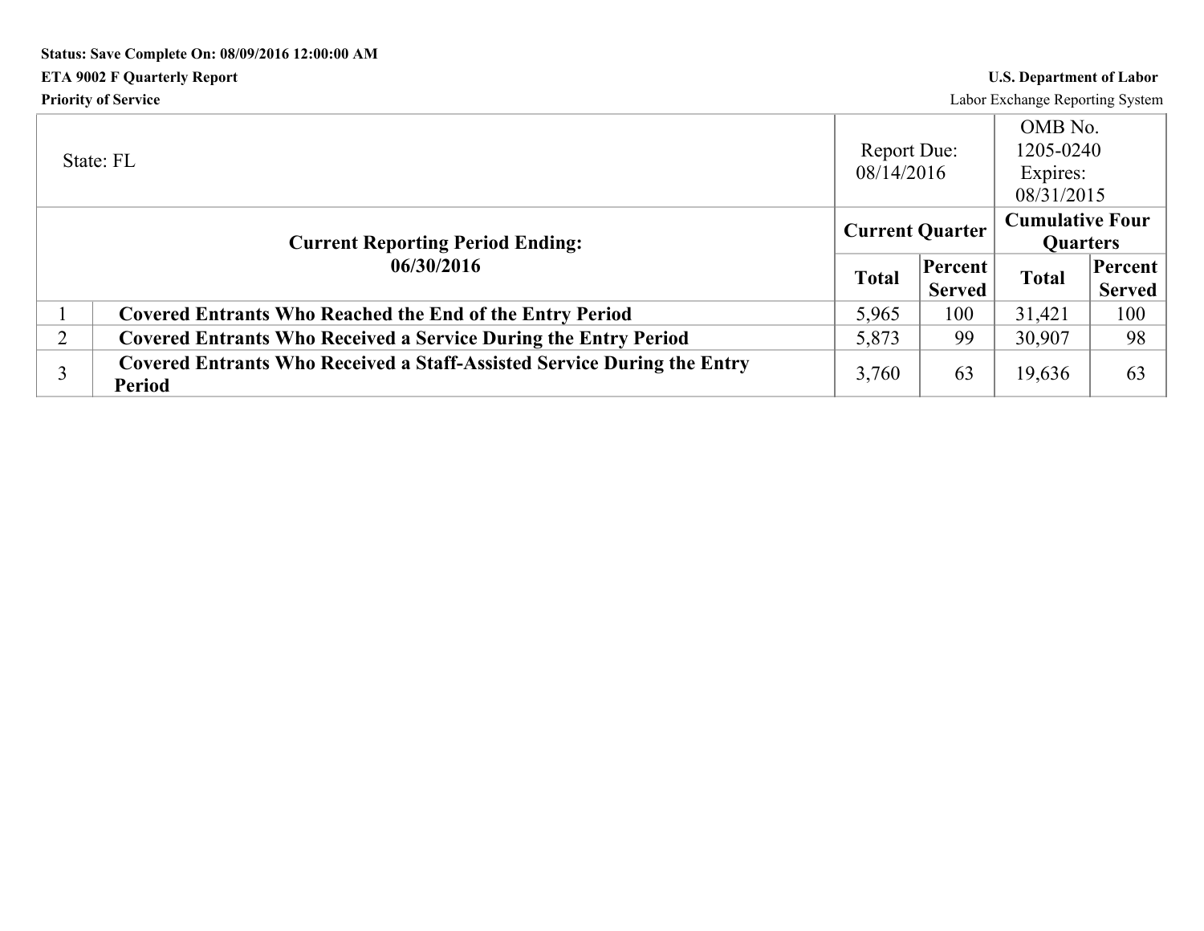**Status: Save Complete On: 08/09/2016 12:00:00 AM**

**ETA 9002 F Quarterly Report** — **U.S. Department of Labor**

**Priority of Service** — Labor Exchange Reporting System

| State: FL | | Report Due: 08/14/2016 | | OMB No. 1205-0240 Expires: 08/31/2015 | |
|---|---|---|---|---|---|
| **Current Reporting Period Ending: 06/30/2016** | | **Current Quarter** | | **Cumulative Four Quarters** | |
| | | **Total** | **Percent Served** | **Total** | **Percent Served** |
| 1 | **Covered Entrants Who Reached the End of the Entry Period** | 5,965 | 100 | 31,421 | 100 |
| 2 | **Covered Entrants Who Received a Service During the Entry Period** | 5,873 | 99 | 30,907 | 98 |
| 3 | **Covered Entrants Who Received a Staff-Assisted Service During the Entry Period** | 3,760 | 63 | 19,636 | 63 |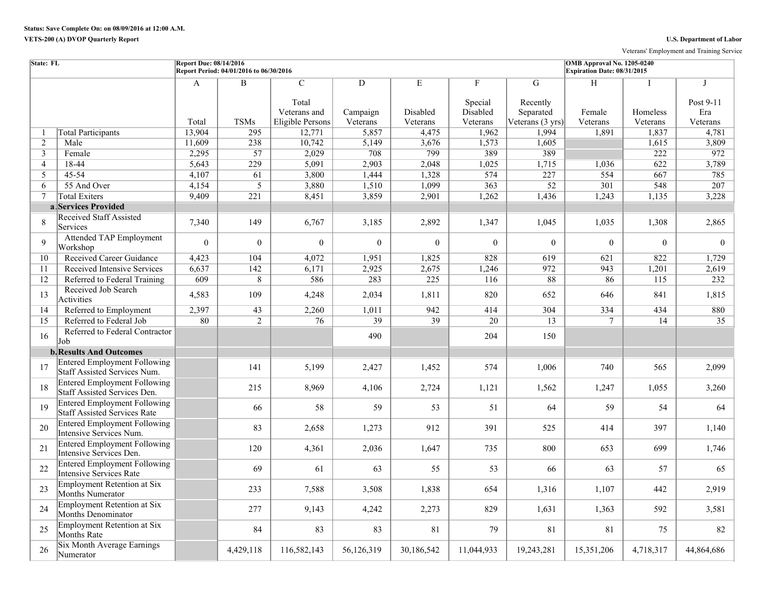**Status: Save Complete On: on 08/09/2016 at 12:00 A.M.**

**VETS-200 (A) DVOP Quarterly Report**

**U.S. Department of Labor**

Veterans' Employment and Training Service

| State: FL | | Report Due: 08/14/2016<br>Report Period: 04/01/2016 to 06/30/2016 | | | | | | | OMB Approval No. 1205-0240<br>Expiration Date: 08/31/2015 | | |
|---|---|---|---|---|---|---|---|---|---|---|---|
| | | A | B | C | D | E | F | G | H | I | J |
| | | Total | TSMs | Total Veterans and Eligible Persons | Campaign Veterans | Disabled Veterans | Special Disabled Veterans | Recently Separated Veterans (3 yrs) | Female Veterans | Homeless Veterans | Post 9-11 Era Veterans |
| 1 | Total Participants | 13,904 | 295 | 12,771 | 5,857 | 4,475 | 1,962 | 1,994 | 1,891 | 1,837 | 4,781 |
| 2 | Male | 11,609 | 238 | 10,742 | 5,149 | 3,676 | 1,573 | 1,605 | | 1,615 | 3,809 |
| 3 | Female | 2,295 | 57 | 2,029 | 708 | 799 | 389 | 389 | | 222 | 972 |
| 4 | 18-44 | 5,643 | 229 | 5,091 | 2,903 | 2,048 | 1,025 | 1,715 | 1,036 | 622 | 3,789 |
| 5 | 45-54 | 4,107 | 61 | 3,800 | 1,444 | 1,328 | 574 | 227 | 554 | 667 | 785 |
| 6 | 55 And Over | 4,154 | 5 | 3,880 | 1,510 | 1,099 | 363 | 52 | 301 | 548 | 207 |
| 7 | Total Exiters | 9,409 | 221 | 8,451 | 3,859 | 2,901 | 1,262 | 1,436 | 1,243 | 1,135 | 3,228 |
| a. | **Services Provided** | | | | | | | | | | |
| 8 | Received Staff Assisted Services | 7,340 | 149 | 6,767 | 3,185 | 2,892 | 1,347 | 1,045 | 1,035 | 1,308 | 2,865 |
| 9 | Attended TAP Employment Workshop | 0 | 0 | 0 | 0 | 0 | 0 | 0 | 0 | 0 | 0 |
| 10 | Received Career Guidance | 4,423 | 104 | 4,072 | 1,951 | 1,825 | 828 | 619 | 621 | 822 | 1,729 |
| 11 | Received Intensive Services | 6,637 | 142 | 6,171 | 2,925 | 2,675 | 1,246 | 972 | 943 | 1,201 | 2,619 |
| 12 | Referred to Federal Training | 609 | 8 | 586 | 283 | 225 | 116 | 88 | 86 | 115 | 232 |
| 13 | Received Job Search Activities | 4,583 | 109 | 4,248 | 2,034 | 1,811 | 820 | 652 | 646 | 841 | 1,815 |
| 14 | Referred to Employment | 2,397 | 43 | 2,260 | 1,011 | 942 | 414 | 304 | 334 | 434 | 880 |
| 15 | Referred to Federal Job | 80 | 2 | 76 | 39 | 39 | 20 | 13 | 7 | 14 | 35 |
| 16 | Referred to Federal Contractor Job | | | | 490 | | 204 | 150 | | | |
| b. | **Results And Outcomes** | | | | | | | | | | |
| 17 | Entered Employment Following Staff Assisted Services Num. | | 141 | 5,199 | 2,427 | 1,452 | 574 | 1,006 | 740 | 565 | 2,099 |
| 18 | Entered Employment Following Staff Assisted Services Den. | | 215 | 8,969 | 4,106 | 2,724 | 1,121 | 1,562 | 1,247 | 1,055 | 3,260 |
| 19 | Entered Employment Following Staff Assisted Services Rate | | 66 | 58 | 59 | 53 | 51 | 64 | 59 | 54 | 64 |
| 20 | Entered Employment Following Intensive Services Num. | | 83 | 2,658 | 1,273 | 912 | 391 | 525 | 414 | 397 | 1,140 |
| 21 | Entered Employment Following Intensive Services Den. | | 120 | 4,361 | 2,036 | 1,647 | 735 | 800 | 653 | 699 | 1,746 |
| 22 | Entered Employment Following Intensive Services Rate | | 69 | 61 | 63 | 55 | 53 | 66 | 63 | 57 | 65 |
| 23 | Employment Retention at Six Months Numerator | | 233 | 7,588 | 3,508 | 1,838 | 654 | 1,316 | 1,107 | 442 | 2,919 |
| 24 | Employment Retention at Six Months Denominator | | 277 | 9,143 | 4,242 | 2,273 | 829 | 1,631 | 1,363 | 592 | 3,581 |
| 25 | Employment Retention at Six Months Rate | | 84 | 83 | 83 | 81 | 79 | 81 | 81 | 75 | 82 |
| 26 | Six Month Average Earnings Numerator | | 4,429,118 | 116,582,143 | 56,126,319 | 30,186,542 | 11,044,933 | 19,243,281 | 15,351,206 | 4,718,317 | 44,864,686 |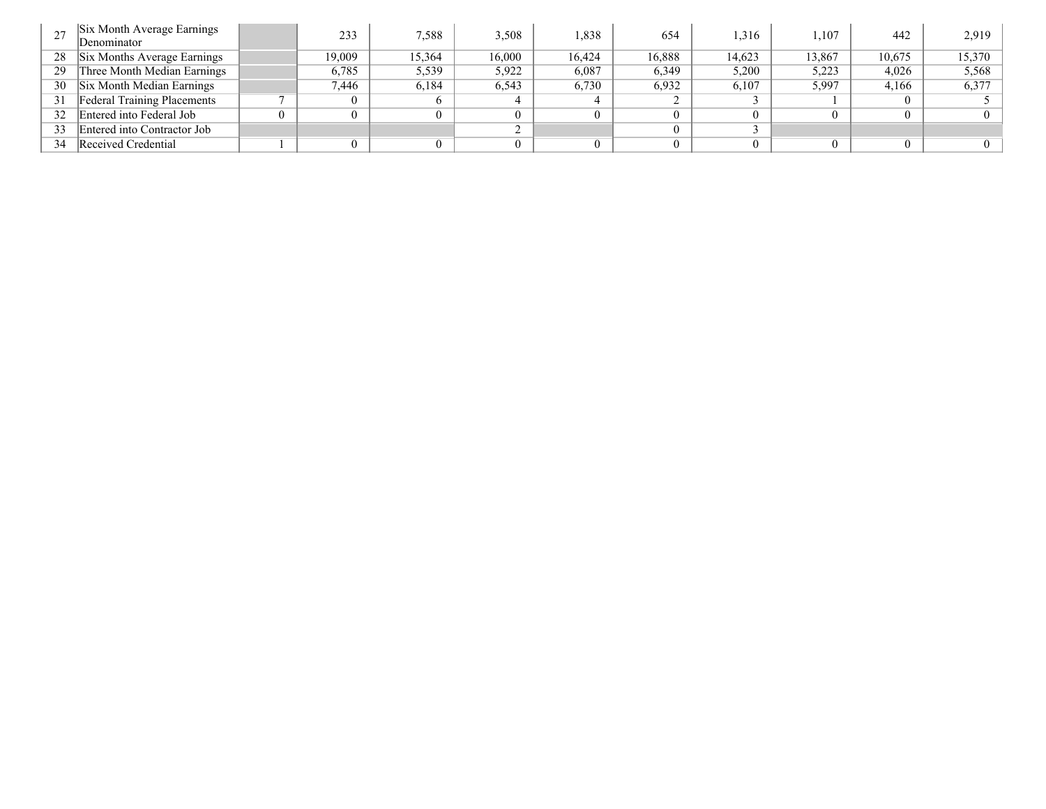| 27 | Six Month Average Earnings Denominator | | 233 | 7,588 | 3,508 | 1,838 | 654 | 1,316 | 1,107 | 442 | 2,919 |
|---|---|---|---|---|---|---|---|---|---|---|---|
| 28 | Six Months Average Earnings | | 19,009 | 15,364 | 16,000 | 16,424 | 16,888 | 14,623 | 13,867 | 10,675 | 15,370 |
| 29 | Three Month Median Earnings | | 6,785 | 5,539 | 5,922 | 6,087 | 6,349 | 5,200 | 5,223 | 4,026 | 5,568 |
| 30 | Six Month Median Earnings | | 7,446 | 6,184 | 6,543 | 6,730 | 6,932 | 6,107 | 5,997 | 4,166 | 6,377 |
| 31 | Federal Training Placements | 7 | 0 | 6 | 4 | 4 | 2 | 3 | 1 | 0 | 5 |
| 32 | Entered into Federal Job | 0 | 0 | 0 | 0 | 0 | 0 | 0 | 0 | 0 | 0 |
| 33 | Entered into Contractor Job | | | | 2 | | 0 | 3 | | | |
| 34 | Received Credential | 1 | 0 | 0 | 0 | 0 | 0 | 0 | 0 | 0 | 0 |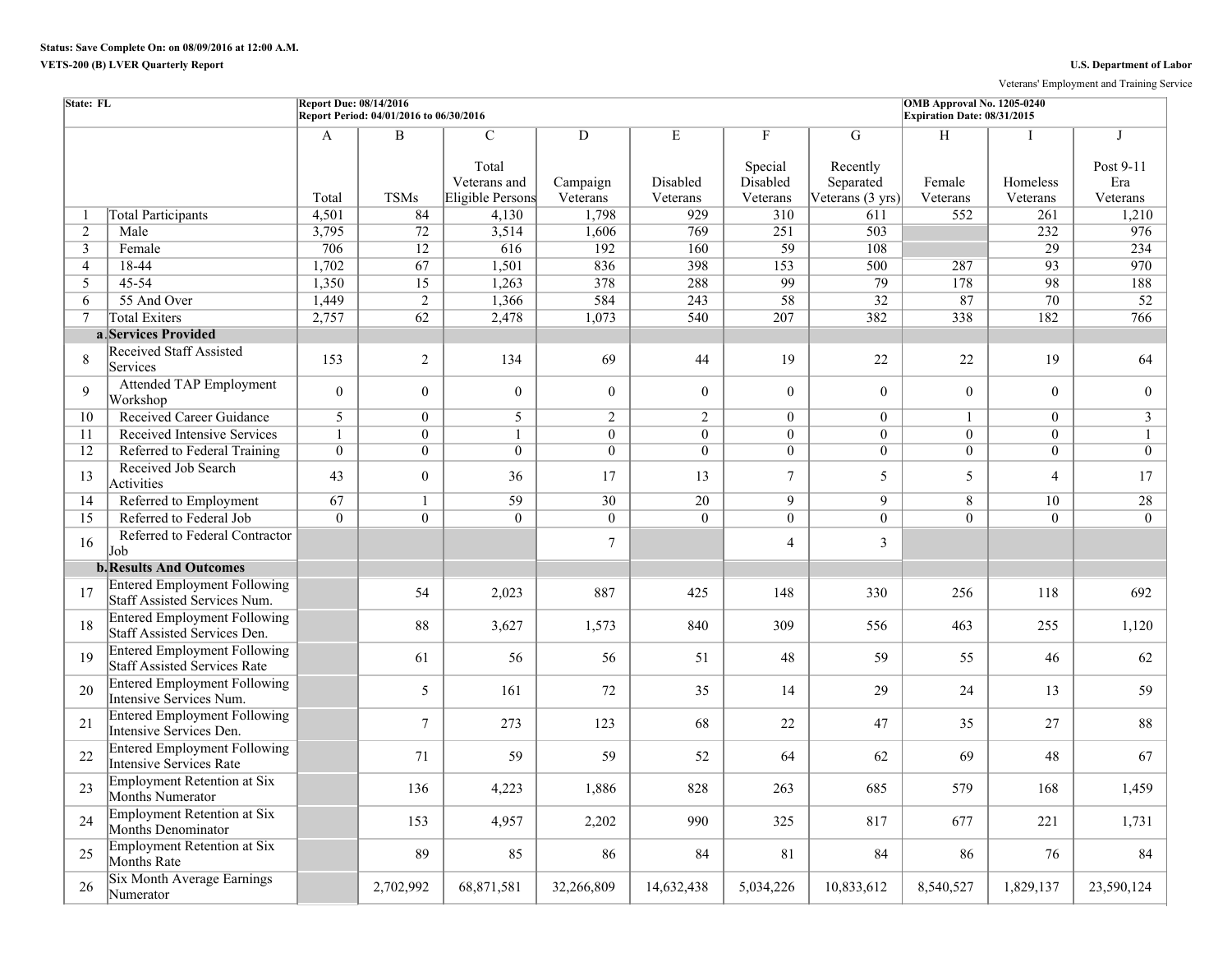**Status: Save Complete On: on 08/09/2016 at 12:00 A.M.**

**VETS-200 (B) LVER Quarterly Report**

**U.S. Department of Labor**

Veterans' Employment and Training Service

| **State: FL** | | **Report Due: 08/14/2016**<br>**Report Period: 04/01/2016 to 06/30/2016** | | | | | | | **OMB Approval No. 1205-0240**<br>**Expiration Date: 08/31/2015** | | |
|---|---|---|---|---|---|---|---|---|---|---|---|
| | | A | B | C | D | E | F | G | H | I | J |
| | | Total | TSMs | Total Veterans and Eligible Persons | Campaign Veterans | Disabled Veterans | Special Disabled Veterans | Recently Separated Veterans (3 yrs) | Female Veterans | Homeless Veterans | Post 9-11 Era Veterans |
| 1 | Total Participants | 4,501 | 84 | 4,130 | 1,798 | 929 | 310 | 611 | 552 | 261 | 1,210 |
| 2 | Male | 3,795 | 72 | 3,514 | 1,606 | 769 | 251 | 503 | | 232 | 976 |
| 3 | Female | 706 | 12 | 616 | 192 | 160 | 59 | 108 | | 29 | 234 |
| 4 | 18-44 | 1,702 | 67 | 1,501 | 836 | 398 | 153 | 500 | 287 | 93 | 970 |
| 5 | 45-54 | 1,350 | 15 | 1,263 | 378 | 288 | 99 | 79 | 178 | 98 | 188 |
| 6 | 55 And Over | 1,449 | 2 | 1,366 | 584 | 243 | 58 | 32 | 87 | 70 | 52 |
| 7 | Total Exiters | 2,757 | 62 | 2,478 | 1,073 | 540 | 207 | 382 | 338 | 182 | 766 |
| a. | **Services Provided** | | | | | | | | | | |
| 8 | Received Staff Assisted Services | 153 | 2 | 134 | 69 | 44 | 19 | 22 | 22 | 19 | 64 |
| 9 | Attended TAP Employment Workshop | 0 | 0 | 0 | 0 | 0 | 0 | 0 | 0 | 0 | 0 |
| 10 | Received Career Guidance | 5 | 0 | 5 | 2 | 2 | 0 | 0 | 1 | 0 | 3 |
| 11 | Received Intensive Services | 1 | 0 | 1 | 0 | 0 | 0 | 0 | 0 | 0 | 1 |
| 12 | Referred to Federal Training | 0 | 0 | 0 | 0 | 0 | 0 | 0 | 0 | 0 | 0 |
| 13 | Received Job Search Activities | 43 | 0 | 36 | 17 | 13 | 7 | 5 | 5 | 4 | 17 |
| 14 | Referred to Employment | 67 | 1 | 59 | 30 | 20 | 9 | 9 | 8 | 10 | 28 |
| 15 | Referred to Federal Job | 0 | 0 | 0 | 0 | 0 | 0 | 0 | 0 | 0 | 0 |
| 16 | Referred to Federal Contractor Job | | | | 7 | | 4 | 3 | | | |
| b. | **Results And Outcomes** | | | | | | | | | | |
| 17 | Entered Employment Following Staff Assisted Services Num. | | 54 | 2,023 | 887 | 425 | 148 | 330 | 256 | 118 | 692 |
| 18 | Entered Employment Following Staff Assisted Services Den. | | 88 | 3,627 | 1,573 | 840 | 309 | 556 | 463 | 255 | 1,120 |
| 19 | Entered Employment Following Staff Assisted Services Rate | | 61 | 56 | 56 | 51 | 48 | 59 | 55 | 46 | 62 |
| 20 | Entered Employment Following Intensive Services Num. | | 5 | 161 | 72 | 35 | 14 | 29 | 24 | 13 | 59 |
| 21 | Entered Employment Following Intensive Services Den. | | 7 | 273 | 123 | 68 | 22 | 47 | 35 | 27 | 88 |
| 22 | Entered Employment Following Intensive Services Rate | | 71 | 59 | 59 | 52 | 64 | 62 | 69 | 48 | 67 |
| 23 | Employment Retention at Six Months Numerator | | 136 | 4,223 | 1,886 | 828 | 263 | 685 | 579 | 168 | 1,459 |
| 24 | Employment Retention at Six Months Denominator | | 153 | 4,957 | 2,202 | 990 | 325 | 817 | 677 | 221 | 1,731 |
| 25 | Employment Retention at Six Months Rate | | 89 | 85 | 86 | 84 | 81 | 84 | 86 | 76 | 84 |
| 26 | Six Month Average Earnings Numerator | | 2,702,992 | 68,871,581 | 32,266,809 | 14,632,438 | 5,034,226 | 10,833,612 | 8,540,527 | 1,829,137 | 23,590,124 |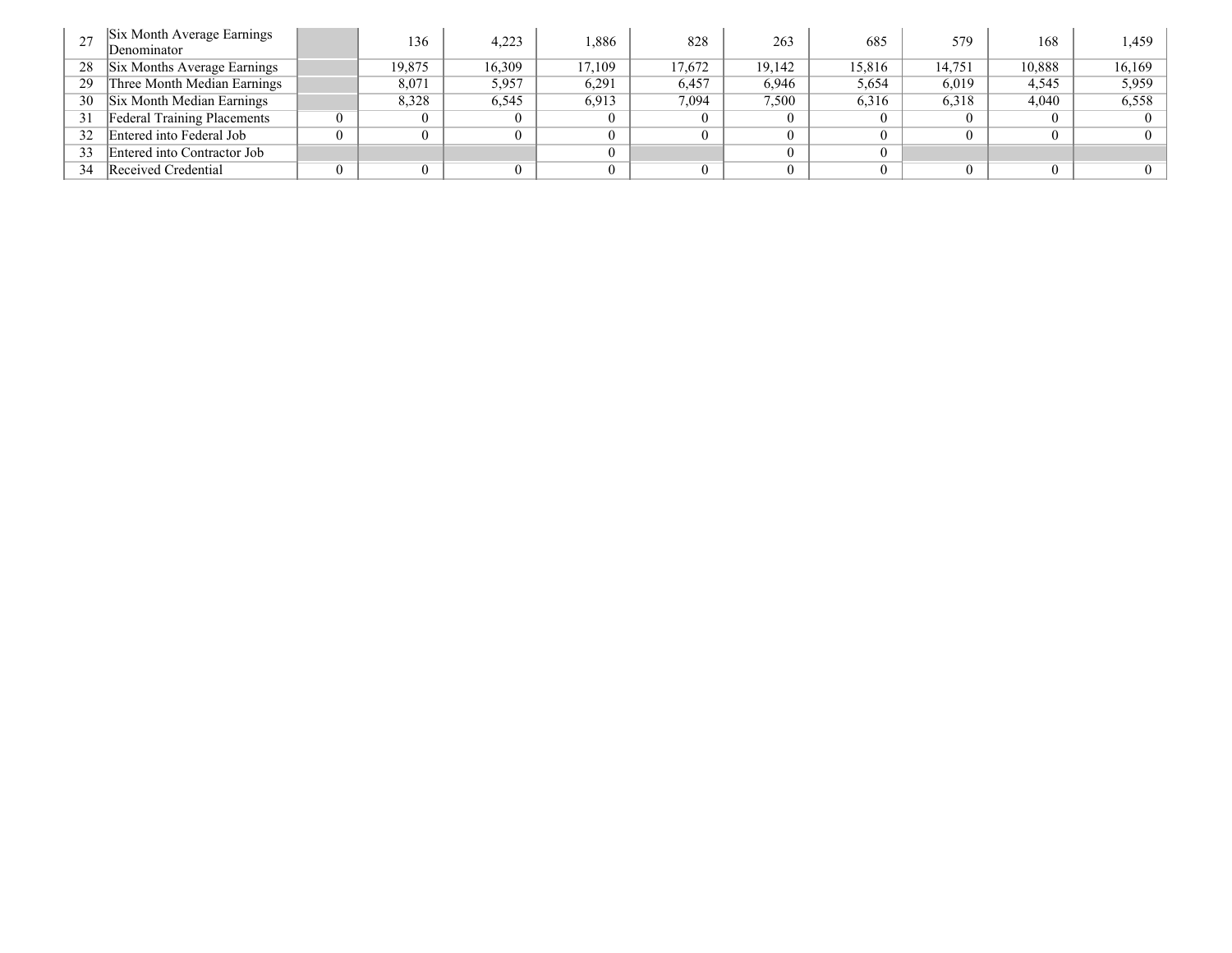| | | | | | | | | | | | |
|---|---|---|---|---|---|---|---|---|---|---|---|
| 27 | Six Month Average Earnings Denominator | | 136 | 4,223 | 1,886 | 828 | 263 | 685 | 579 | 168 | 1,459 |
| 28 | Six Months Average Earnings | | 19,875 | 16,309 | 17,109 | 17,672 | 19,142 | 15,816 | 14,751 | 10,888 | 16,169 |
| 29 | Three Month Median Earnings | | 8,071 | 5,957 | 6,291 | 6,457 | 6,946 | 5,654 | 6,019 | 4,545 | 5,959 |
| 30 | Six Month Median Earnings | | 8,328 | 6,545 | 6,913 | 7,094 | 7,500 | 6,316 | 6,318 | 4,040 | 6,558 |
| 31 | Federal Training Placements | 0 | 0 | 0 | 0 | 0 | 0 | 0 | 0 | 0 | 0 |
| 32 | Entered into Federal Job | 0 | 0 | 0 | 0 | 0 | 0 | 0 | 0 | 0 | 0 |
| 33 | Entered into Contractor Job | | | | 0 | | 0 | 0 | | | |
| 34 | Received Credential | 0 | 0 | 0 | 0 | 0 | 0 | 0 | 0 | 0 | 0 |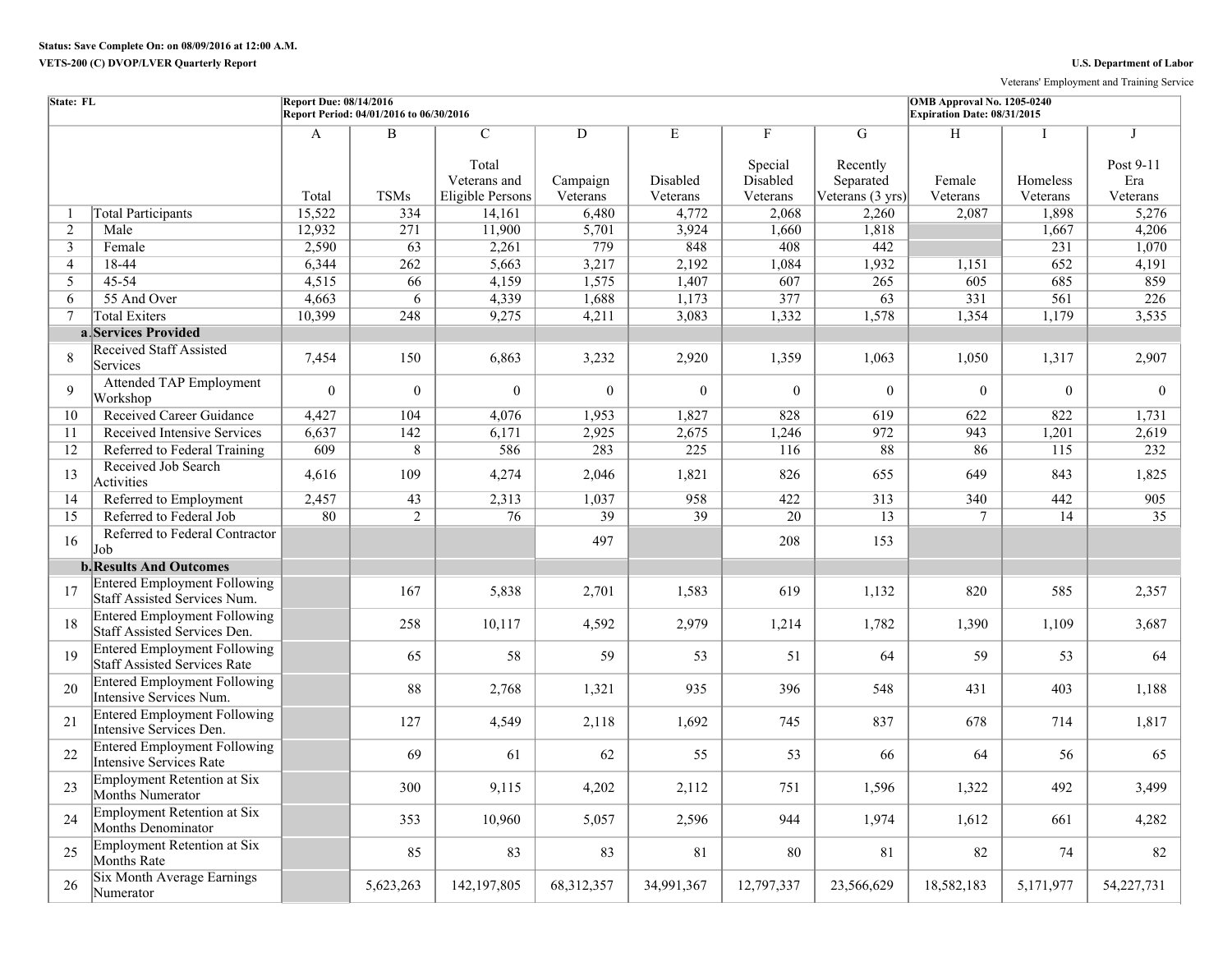**Status: Save Complete On: on 08/09/2016 at 12:00 A.M.**

**VETS-200 (C) DVOP/LVER Quarterly Report**

**U.S. Department of Labor**

Veterans' Employment and Training Service

| State: FL | | Report Due: 08/14/2016<br>Report Period: 04/01/2016 to 06/30/2016 | | | | | | | OMB Approval No. 1205-0240<br>Expiration Date: 08/31/2015 | | |
|---|---|---|---|---|---|---|---|---|---|---|---|
| | | A | B | C | D | E | F | G | H | I | J |
| | | Total | TSMs | Total Veterans and Eligible Persons | Campaign Veterans | Disabled Veterans | Special Disabled Veterans | Recently Separated Veterans (3 yrs) | Female Veterans | Homeless Veterans | Post 9-11 Era Veterans |
| 1 | Total Participants | 15,522 | 334 | 14,161 | 6,480 | 4,772 | 2,068 | 2,260 | 2,087 | 1,898 | 5,276 |
| 2 | Male | 12,932 | 271 | 11,900 | 5,701 | 3,924 | 1,660 | 1,818 | | 1,667 | 4,206 |
| 3 | Female | 2,590 | 63 | 2,261 | 779 | 848 | 408 | 442 | | 231 | 1,070 |
| 4 | 18-44 | 6,344 | 262 | 5,663 | 3,217 | 2,192 | 1,084 | 1,932 | 1,151 | 652 | 4,191 |
| 5 | 45-54 | 4,515 | 66 | 4,159 | 1,575 | 1,407 | 607 | 265 | 605 | 685 | 859 |
| 6 | 55 And Over | 4,663 | 6 | 4,339 | 1,688 | 1,173 | 377 | 63 | 331 | 561 | 226 |
| 7 | Total Exiters | 10,399 | 248 | 9,275 | 4,211 | 3,083 | 1,332 | 1,578 | 1,354 | 1,179 | 3,535 |
| a. | **Services Provided** | | | | | | | | | | |
| 8 | Received Staff Assisted Services | 7,454 | 150 | 6,863 | 3,232 | 2,920 | 1,359 | 1,063 | 1,050 | 1,317 | 2,907 |
| 9 | Attended TAP Employment Workshop | 0 | 0 | 0 | 0 | 0 | 0 | 0 | 0 | 0 | 0 |
| 10 | Received Career Guidance | 4,427 | 104 | 4,076 | 1,953 | 1,827 | 828 | 619 | 622 | 822 | 1,731 |
| 11 | Received Intensive Services | 6,637 | 142 | 6,171 | 2,925 | 2,675 | 1,246 | 972 | 943 | 1,201 | 2,619 |
| 12 | Referred to Federal Training | 609 | 8 | 586 | 283 | 225 | 116 | 88 | 86 | 115 | 232 |
| 13 | Received Job Search Activities | 4,616 | 109 | 4,274 | 2,046 | 1,821 | 826 | 655 | 649 | 843 | 1,825 |
| 14 | Referred to Employment | 2,457 | 43 | 2,313 | 1,037 | 958 | 422 | 313 | 340 | 442 | 905 |
| 15 | Referred to Federal Job | 80 | 2 | 76 | 39 | 39 | 20 | 13 | 7 | 14 | 35 |
| 16 | Referred to Federal Contractor Job | | | | 497 | | 208 | 153 | | | |
| b. | **Results And Outcomes** | | | | | | | | | | |
| 17 | Entered Employment Following Staff Assisted Services Num. | | 167 | 5,838 | 2,701 | 1,583 | 619 | 1,132 | 820 | 585 | 2,357 |
| 18 | Entered Employment Following Staff Assisted Services Den. | | 258 | 10,117 | 4,592 | 2,979 | 1,214 | 1,782 | 1,390 | 1,109 | 3,687 |
| 19 | Entered Employment Following Staff Assisted Services Rate | | 65 | 58 | 59 | 53 | 51 | 64 | 59 | 53 | 64 |
| 20 | Entered Employment Following Intensive Services Num. | | 88 | 2,768 | 1,321 | 935 | 396 | 548 | 431 | 403 | 1,188 |
| 21 | Entered Employment Following Intensive Services Den. | | 127 | 4,549 | 2,118 | 1,692 | 745 | 837 | 678 | 714 | 1,817 |
| 22 | Entered Employment Following Intensive Services Rate | | 69 | 61 | 62 | 55 | 53 | 66 | 64 | 56 | 65 |
| 23 | Employment Retention at Six Months Numerator | | 300 | 9,115 | 4,202 | 2,112 | 751 | 1,596 | 1,322 | 492 | 3,499 |
| 24 | Employment Retention at Six Months Denominator | | 353 | 10,960 | 5,057 | 2,596 | 944 | 1,974 | 1,612 | 661 | 4,282 |
| 25 | Employment Retention at Six Months Rate | | 85 | 83 | 83 | 81 | 80 | 81 | 82 | 74 | 82 |
| 26 | Six Month Average Earnings Numerator | | 5,623,263 | 142,197,805 | 68,312,357 | 34,991,367 | 12,797,337 | 23,566,629 | 18,582,183 | 5,171,977 | 54,227,731 |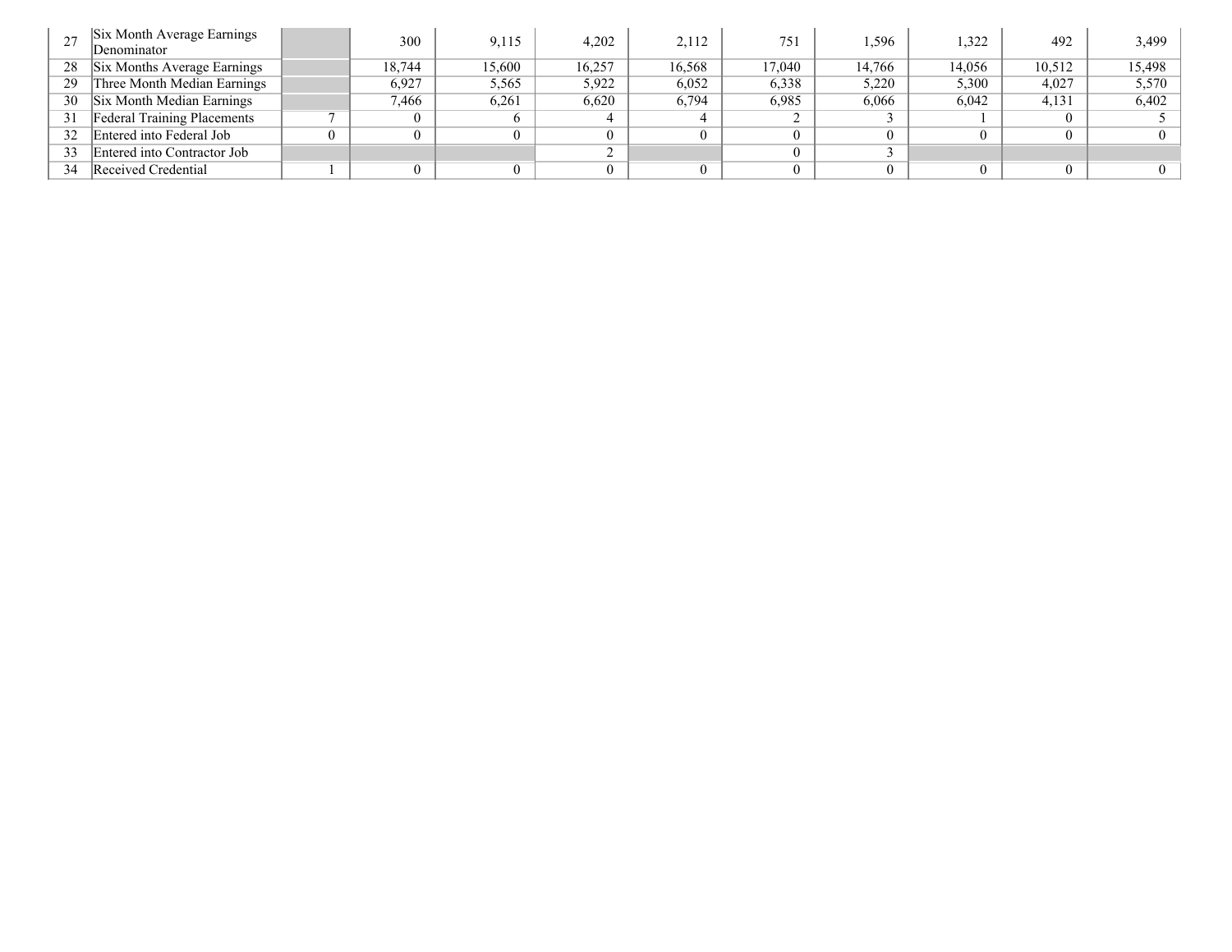| | | | | | | | | | | | |
|---|---|---|---|---|---|---|---|---|---|---|---|
| 27 | Six Month Average Earnings Denominator | | 300 | 9,115 | 4,202 | 2,112 | 751 | 1,596 | 1,322 | 492 | 3,499 |
| 28 | Six Months Average Earnings | | 18,744 | 15,600 | 16,257 | 16,568 | 17,040 | 14,766 | 14,056 | 10,512 | 15,498 |
| 29 | Three Month Median Earnings | | 6,927 | 5,565 | 5,922 | 6,052 | 6,338 | 5,220 | 5,300 | 4,027 | 5,570 |
| 30 | Six Month Median Earnings | | 7,466 | 6,261 | 6,620 | 6,794 | 6,985 | 6,066 | 6,042 | 4,131 | 6,402 |
| 31 | Federal Training Placements | 7 | 0 | 6 | 4 | 4 | 2 | 3 | 1 | 0 | 5 |
| 32 | Entered into Federal Job | 0 | 0 | 0 | 0 | 0 | 0 | 0 | 0 | 0 | 0 |
| 33 | Entered into Contractor Job | | | | 2 | | 0 | 3 | | | |
| 34 | Received Credential | 1 | 0 | 0 | 0 | 0 | 0 | 0 | 0 | 0 | 0 |